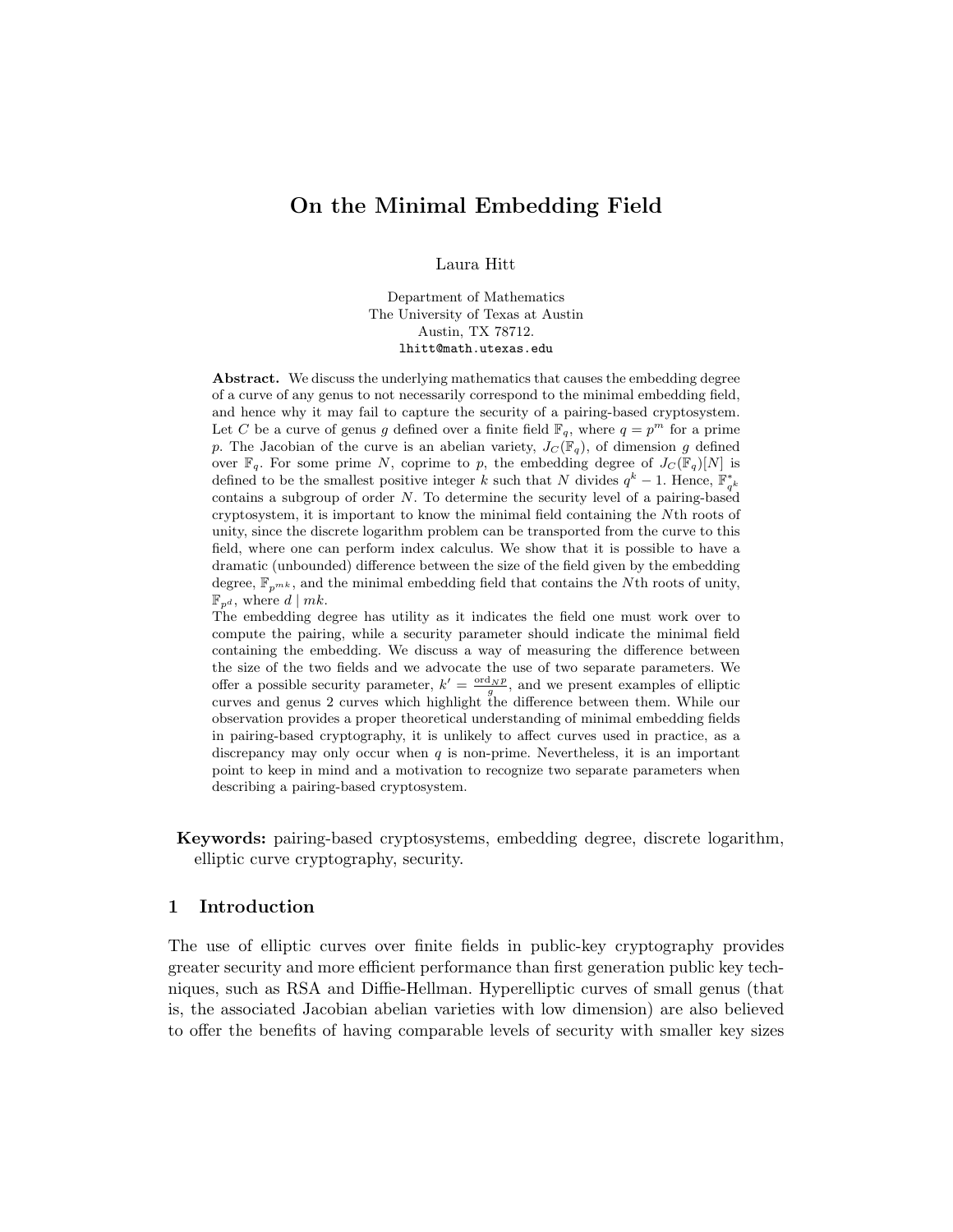# On the Minimal Embedding Field

Laura Hitt

Department of Mathematics
The University of Texas at Austin
Austin, TX 78712.
lhitt@math.utexas.edu

**Abstract.** We discuss the underlying mathematics that causes the embedding degree of a curve of any genus to not necessarily correspond to the minimal embedding field, and hence why it may fail to capture the security of a pairing-based cryptosystem. Let $C$ be a curve of genus $g$ defined over a finite field $\mathbb{F}_q$, where $q = p^m$ for a prime $p$. The Jacobian of the curve is an abelian variety, $J_C(\mathbb{F}_q)$, of dimension $g$ defined over $\mathbb{F}_q$. For some prime $N$, coprime to $p$, the embedding degree of $J_C(\mathbb{F}_q)[N]$ is defined to be the smallest positive integer $k$ such that $N$ divides $q^k - 1$. Hence, $\mathbb{F}^*_{q^k}$ contains a subgroup of order $N$. To determine the security level of a pairing-based cryptosystem, it is important to know the minimal field containing the $N$th roots of unity, since the discrete logarithm problem can be transported from the curve to this field, where one can perform index calculus. We show that it is possible to have a dramatic (unbounded) difference between the size of the field given by the embedding degree, $\mathbb{F}_{p^{mk}}$, and the minimal embedding field that contains the $N$th roots of unity, $\mathbb{F}_{p^d}$, where $d \mid mk$.

The embedding degree has utility as it indicates the field one must work over to compute the pairing, while a security parameter should indicate the minimal field containing the embedding. We discuss a way of measuring the difference between the size of the two fields and we advocate the use of two separate parameters. We offer a possible security parameter, $k' = \frac{\text{ord}_N p}{g}$, and we present examples of elliptic curves and genus 2 curves which highlight the difference between them. While our observation provides a proper theoretical understanding of minimal embedding fields in pairing-based cryptography, it is unlikely to affect curves used in practice, as a discrepancy may only occur when $q$ is non-prime. Nevertheless, it is an important point to keep in mind and a motivation to recognize two separate parameters when describing a pairing-based cryptosystem.

**Keywords:** pairing-based cryptosystems, embedding degree, discrete logarithm, elliptic curve cryptography, security.

## 1 Introduction

The use of elliptic curves over finite fields in public-key cryptography provides greater security and more efficient performance than first generation public key techniques, such as RSA and Diffie-Hellman. Hyperelliptic curves of small genus (that is, the associated Jacobian abelian varieties with low dimension) are also believed to offer the benefits of having comparable levels of security with smaller key sizes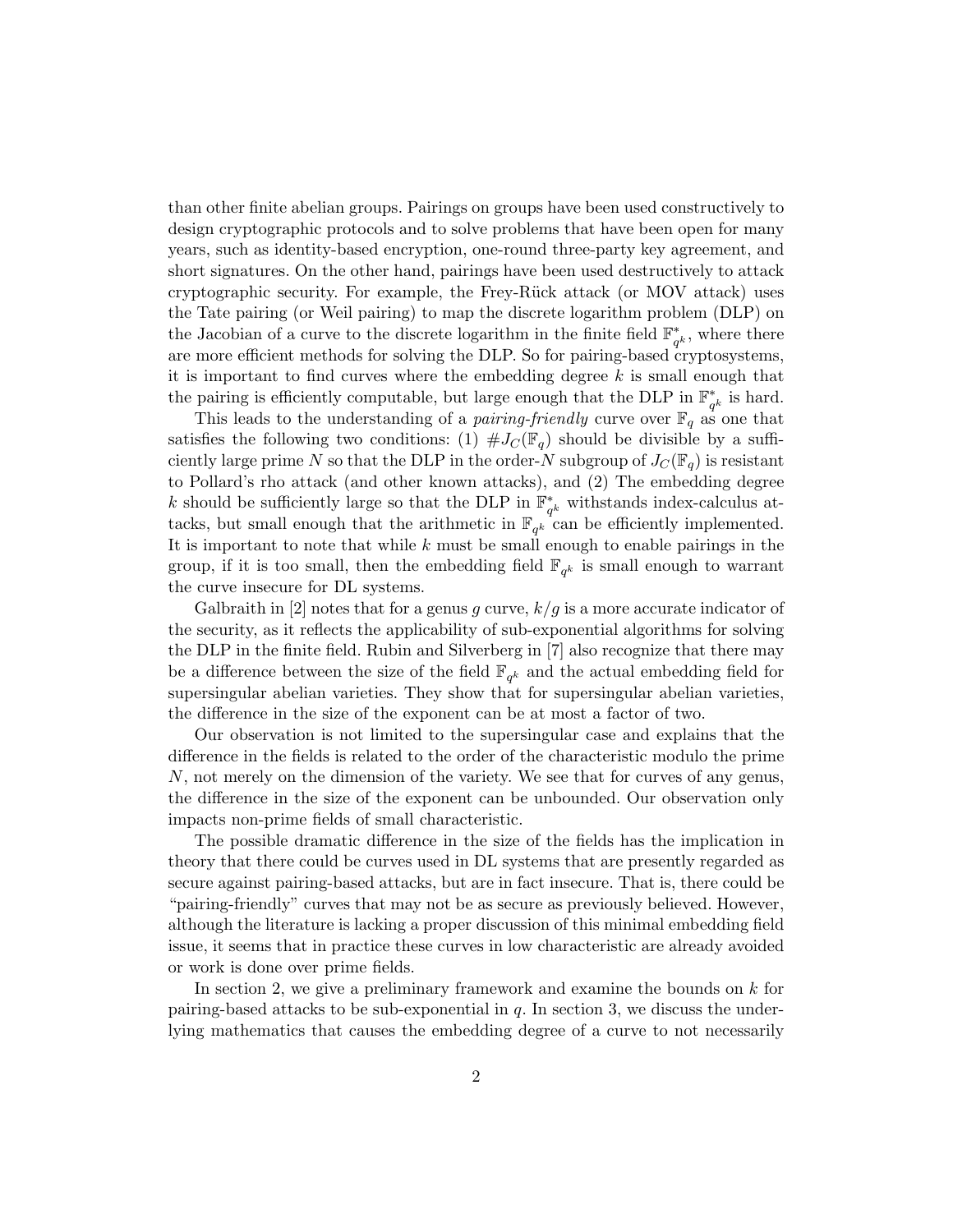than other finite abelian groups. Pairings on groups have been used constructively to design cryptographic protocols and to solve problems that have been open for many years, such as identity-based encryption, one-round three-party key agreement, and short signatures. On the other hand, pairings have been used destructively to attack cryptographic security. For example, the Frey-Rück attack (or MOV attack) uses the Tate pairing (or Weil pairing) to map the discrete logarithm problem (DLP) on the Jacobian of a curve to the discrete logarithm in the finite field $\mathbb{F}_{q^k}^*$, where there are more efficient methods for solving the DLP. So for pairing-based cryptosystems, it is important to find curves where the embedding degree $k$ is small enough that the pairing is efficiently computable, but large enough that the DLP in $\mathbb{F}_{q^k}^*$ is hard.

This leads to the understanding of a *pairing-friendly* curve over $\mathbb{F}_q$ as one that satisfies the following two conditions: (1) $\#J_C(\mathbb{F}_q)$ should be divisible by a sufficiently large prime $N$ so that the DLP in the order-$N$ subgroup of $J_C(\mathbb{F}_q)$ is resistant to Pollard's rho attack (and other known attacks), and (2) The embedding degree $k$ should be sufficiently large so that the DLP in $\mathbb{F}_{q^k}^*$ withstands index-calculus attacks, but small enough that the arithmetic in $\mathbb{F}_{q^k}$ can be efficiently implemented. It is important to note that while $k$ must be small enough to enable pairings in the group, if it is too small, then the embedding field $\mathbb{F}_{q^k}$ is small enough to warrant the curve insecure for DL systems.

Galbraith in [2] notes that for a genus $g$ curve, $k/g$ is a more accurate indicator of the security, as it reflects the applicability of sub-exponential algorithms for solving the DLP in the finite field. Rubin and Silverberg in [7] also recognize that there may be a difference between the size of the field $\mathbb{F}_{q^k}$ and the actual embedding field for supersingular abelian varieties. They show that for supersingular abelian varieties, the difference in the size of the exponent can be at most a factor of two.

Our observation is not limited to the supersingular case and explains that the difference in the fields is related to the order of the characteristic modulo the prime $N$, not merely on the dimension of the variety. We see that for curves of any genus, the difference in the size of the exponent can be unbounded. Our observation only impacts non-prime fields of small characteristic.

The possible dramatic difference in the size of the fields has the implication in theory that there could be curves used in DL systems that are presently regarded as secure against pairing-based attacks, but are in fact insecure. That is, there could be "pairing-friendly" curves that may not be as secure as previously believed. However, although the literature is lacking a proper discussion of this minimal embedding field issue, it seems that in practice these curves in low characteristic are already avoided or work is done over prime fields.

In section 2, we give a preliminary framework and examine the bounds on $k$ for pairing-based attacks to be sub-exponential in $q$. In section 3, we discuss the underlying mathematics that causes the embedding degree of a curve to not necessarily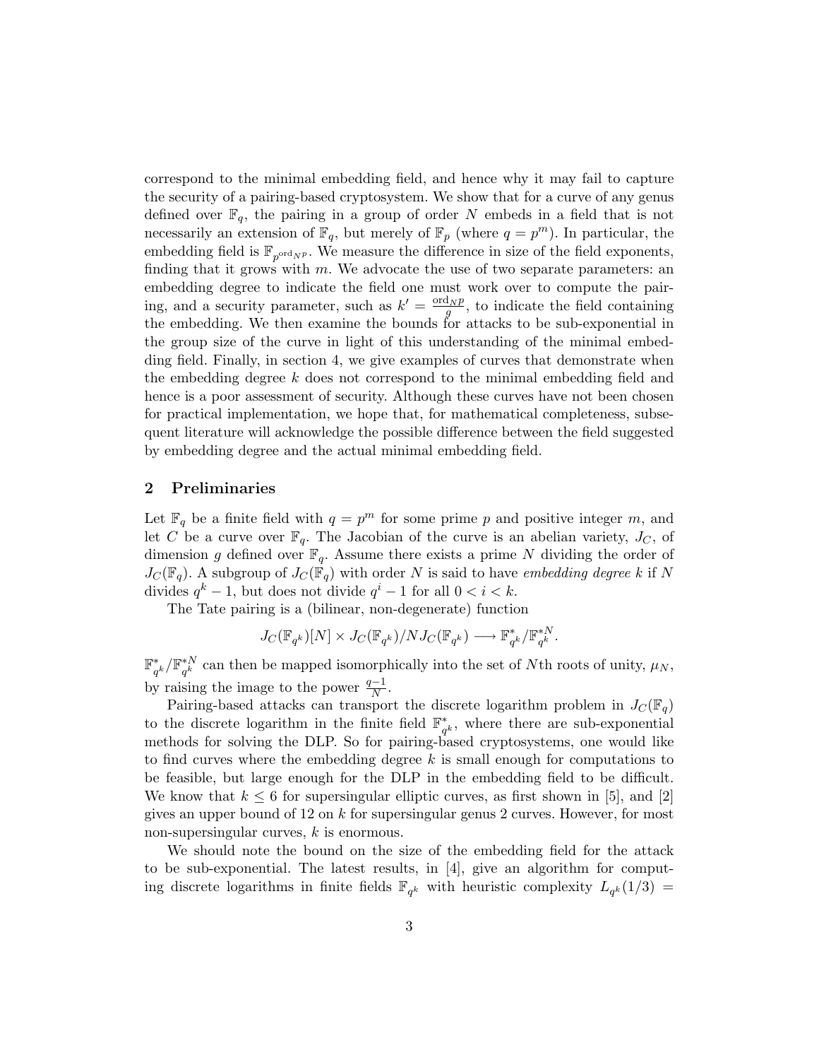correspond to the minimal embedding field, and hence why it may fail to capture the security of a pairing-based cryptosystem. We show that for a curve of any genus defined over $\mathbb{F}_q$, the pairing in a group of order $N$ embeds in a field that is not necessarily an extension of $\mathbb{F}_q$, but merely of $\mathbb{F}_p$ (where $q = p^m$). In particular, the embedding field is $\mathbb{F}_{p^{\mathrm{ord}_N p}}$. We measure the difference in size of the field exponents, finding that it grows with $m$. We advocate the use of two separate parameters: an embedding degree to indicate the field one must work over to compute the pairing, and a security parameter, such as $k' = \frac{\mathrm{ord}_N p}{g}$, to indicate the field containing the embedding. We then examine the bounds for attacks to be sub-exponential in the group size of the curve in light of this understanding of the minimal embedding field. Finally, in section 4, we give examples of curves that demonstrate when the embedding degree $k$ does not correspond to the minimal embedding field and hence is a poor assessment of security. Although these curves have not been chosen for practical implementation, we hope that, for mathematical completeness, subsequent literature will acknowledge the possible difference between the field suggested by embedding degree and the actual minimal embedding field.

## 2 Preliminaries

Let $\mathbb{F}_q$ be a finite field with $q = p^m$ for some prime $p$ and positive integer $m$, and let $C$ be a curve over $\mathbb{F}_q$. The Jacobian of the curve is an abelian variety, $J_C$, of dimension $g$ defined over $\mathbb{F}_q$. Assume there exists a prime $N$ dividing the order of $J_C(\mathbb{F}_q)$. A subgroup of $J_C(\mathbb{F}_q)$ with order $N$ is said to have *embedding degree $k$* if $N$ divides $q^k - 1$, but does not divide $q^i - 1$ for all $0 < i < k$.

The Tate pairing is a (bilinear, non-degenerate) function

$$J_C(\mathbb{F}_{q^k})[N] \times J_C(\mathbb{F}_{q^k})/NJ_C(\mathbb{F}_{q^k}) \longrightarrow \mathbb{F}_{q^k}^*/\mathbb{F}_{q^k}^{*N}.$$

$\mathbb{F}_{q^k}^*/\mathbb{F}_{q^k}^{*N}$ can then be mapped isomorphically into the set of $N$th roots of unity, $\mu_N$, by raising the image to the power $\frac{q-1}{N}$.

Pairing-based attacks can transport the discrete logarithm problem in $J_C(\mathbb{F}_q)$ to the discrete logarithm in the finite field $\mathbb{F}_{q^k}^*$, where there are sub-exponential methods for solving the DLP. So for pairing-based cryptosystems, one would like to find curves where the embedding degree $k$ is small enough for computations to be feasible, but large enough for the DLP in the embedding field to be difficult. We know that $k \leq 6$ for supersingular elliptic curves, as first shown in [5], and [2] gives an upper bound of 12 on $k$ for supersingular genus 2 curves. However, for most non-supersingular curves, $k$ is enormous.

We should note the bound on the size of the embedding field for the attack to be sub-exponential. The latest results, in [4], give an algorithm for computing discrete logarithms in finite fields $\mathbb{F}_{q^k}$ with heuristic complexity $L_{q^k}(1/3) =$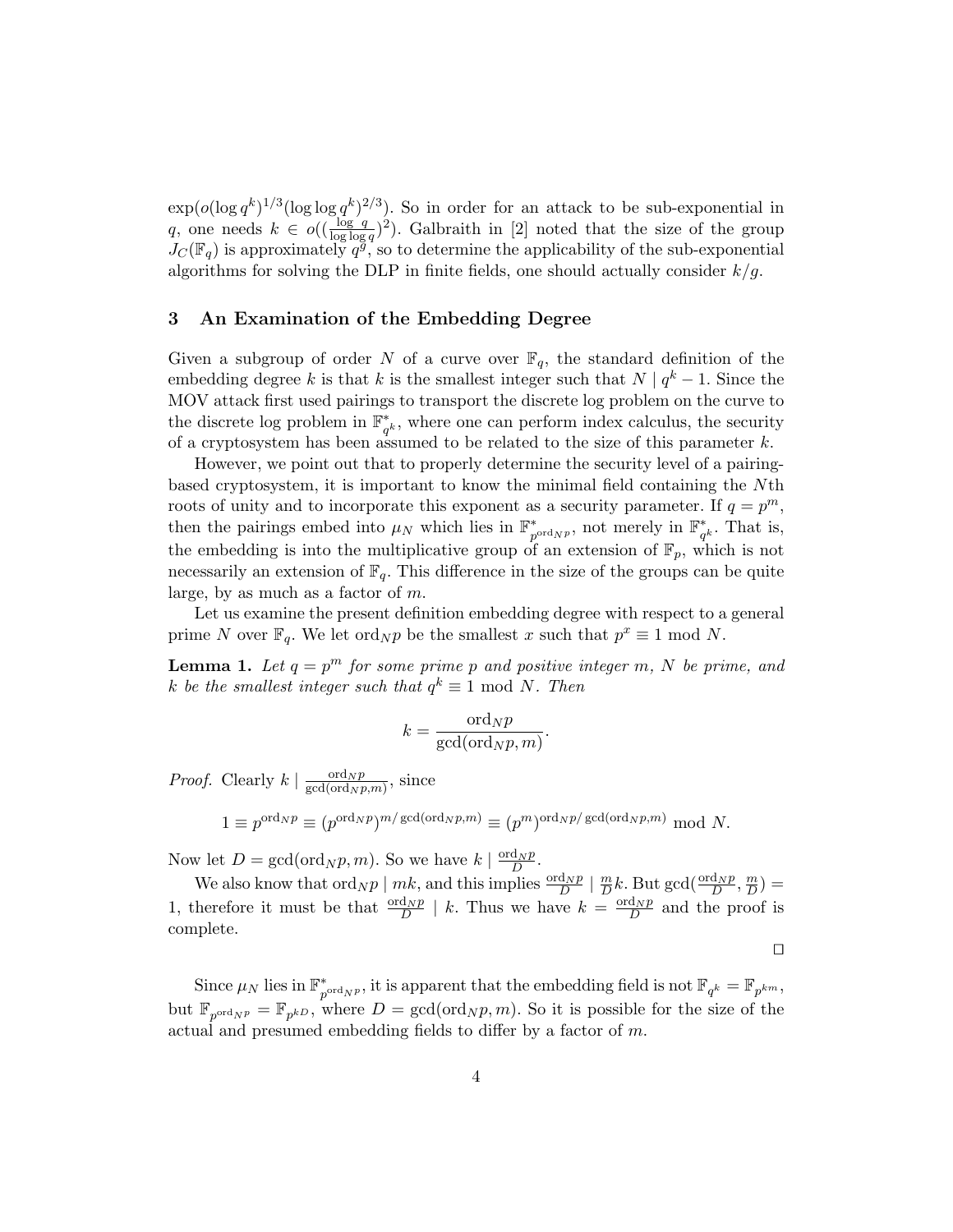$\exp(o(\log q^k)^{1/3}(\log\log q^k)^{2/3})$. So in order for an attack to be sub-exponential in $q$, one needs $k \in o((\frac{\log q}{\log\log q})^2)$. Galbraith in [2] noted that the size of the group $J_C(\mathbb{F}_q)$ is approximately $q^g$, so to determine the applicability of the sub-exponential algorithms for solving the DLP in finite fields, one should actually consider $k/g$.

## 3 An Examination of the Embedding Degree

Given a subgroup of order $N$ of a curve over $\mathbb{F}_q$, the standard definition of the embedding degree $k$ is that $k$ is the smallest integer such that $N \mid q^k - 1$. Since the MOV attack first used pairings to transport the discrete log problem on the curve to the discrete log problem in $\mathbb{F}^*_{q^k}$, where one can perform index calculus, the security of a cryptosystem has been assumed to be related to the size of this parameter $k$.

However, we point out that to properly determine the security level of a pairing-based cryptosystem, it is important to know the minimal field containing the $N$th roots of unity and to incorporate this exponent as a security parameter. If $q = p^m$, then the pairings embed into $\mu_N$ which lies in $\mathbb{F}^*_{p^{\mathrm{ord}_N p}}$, not merely in $\mathbb{F}^*_{q^k}$. That is, the embedding is into the multiplicative group of an extension of $\mathbb{F}_p$, which is not necessarily an extension of $\mathbb{F}_q$. This difference in the size of the groups can be quite large, by as much as a factor of $m$.

Let us examine the present definition embedding degree with respect to a general prime $N$ over $\mathbb{F}_q$. We let $\mathrm{ord}_N p$ be the smallest $x$ such that $p^x \equiv 1 \bmod N$.

**Lemma 1.** *Let $q = p^m$ for some prime $p$ and positive integer $m$, $N$ be prime, and $k$ be the smallest integer such that $q^k \equiv 1 \bmod N$. Then*

$$k = \frac{\mathrm{ord}_N p}{\gcd(\mathrm{ord}_N p, m)}.$$

*Proof.* Clearly $k \mid \frac{\mathrm{ord}_N p}{\gcd(\mathrm{ord}_N p, m)}$, since

$$1 \equiv p^{\mathrm{ord}_N p} \equiv (p^{\mathrm{ord}_N p})^{m/\gcd(\mathrm{ord}_N p, m)} \equiv (p^m)^{\mathrm{ord}_N p/\gcd(\mathrm{ord}_N p, m)} \bmod N.$$

Now let $D = \gcd(\mathrm{ord}_N p, m)$. So we have $k \mid \frac{\mathrm{ord}_N p}{D}$.

We also know that $\mathrm{ord}_N p \mid mk$, and this implies $\frac{\mathrm{ord}_N p}{D} \mid \frac{m}{D} k$. But $\gcd(\frac{\mathrm{ord}_N p}{D}, \frac{m}{D}) = 1$, therefore it must be that $\frac{\mathrm{ord}_N p}{D} \mid k$. Thus we have $k = \frac{\mathrm{ord}_N p}{D}$ and the proof is complete. □

Since $\mu_N$ lies in $\mathbb{F}^*_{p^{\mathrm{ord}_N p}}$, it is apparent that the embedding field is not $\mathbb{F}_{q^k} = \mathbb{F}_{p^{km}}$, but $\mathbb{F}_{p^{\mathrm{ord}_N p}} = \mathbb{F}_{p^{kD}}$, where $D = \gcd(\mathrm{ord}_N p, m)$. So it is possible for the size of the actual and presumed embedding fields to differ by a factor of $m$.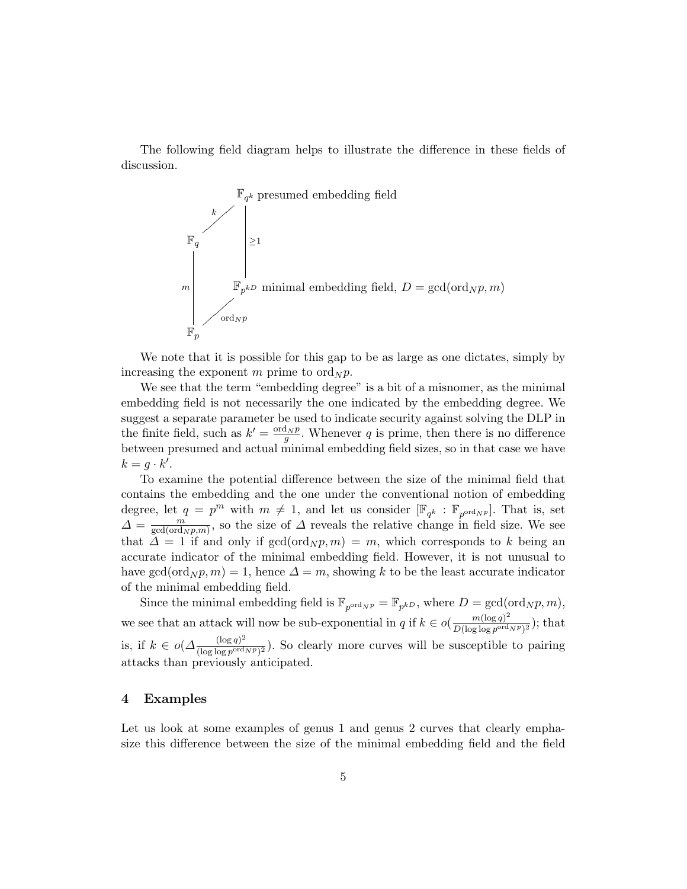The following field diagram helps to illustrate the difference in these fields of discussion.

$$
\begin{array}{ccc}
 & \mathbb{F}_{q^k} \text{ presumed embedding field} & \\
 {\scriptstyle k} \nearrow & & \Big| {\scriptstyle \geq 1} \\
\mathbb{F}_q & & \\
 {\scriptstyle m} \Big| & \mathbb{F}_{p^{kD}} \text{ minimal embedding field, } D = \gcd(\text{ord}_N p, m) & \\
 & \nearrow {\scriptstyle \text{ord}_N p} & \\
\mathbb{F}_p & &
\end{array}
$$

We note that it is possible for this gap to be as large as one dictates, simply by increasing the exponent $m$ prime to $\text{ord}_N p$.

We see that the term "embedding degree" is a bit of a misnomer, as the minimal embedding field is not necessarily the one indicated by the embedding degree. We suggest a separate parameter be used to indicate security against solving the DLP in the finite field, such as $k' = \frac{\text{ord}_N p}{g}$. Whenever $q$ is prime, then there is no difference between presumed and actual minimal embedding field sizes, so in that case we have $k = g \cdot k'$.

To examine the potential difference between the size of the minimal field that contains the embedding and the one under the conventional notion of embedding degree, let $q = p^m$ with $m \neq 1$, and let us consider $[\mathbb{F}_{q^k} : \mathbb{F}_{p^{\text{ord}_N p}}]$. That is, set $\Delta = \frac{m}{\gcd(\text{ord}_N p, m)}$, so the size of $\Delta$ reveals the relative change in field size. We see that $\Delta = 1$ if and only if $\gcd(\text{ord}_N p, m) = m$, which corresponds to $k$ being an accurate indicator of the minimal embedding field. However, it is not unusual to have $\gcd(\text{ord}_N p, m) = 1$, hence $\Delta = m$, showing $k$ to be the least accurate indicator of the minimal embedding field.

Since the minimal embedding field is $\mathbb{F}_{p^{\text{ord}_N p}} = \mathbb{F}_{p^{kD}}$, where $D = \gcd(\text{ord}_N p, m)$, we see that an attack will now be sub-exponential in $q$ if $k \in o(\frac{m(\log q)^2}{D(\log \log p^{\text{ord}_N p})^2})$; that is, if $k \in o(\Delta \frac{(\log q)^2}{(\log \log p^{\text{ord}_N p})^2})$. So clearly more curves will be susceptible to pairing attacks than previously anticipated.

## 4 Examples

Let us look at some examples of genus 1 and genus 2 curves that clearly emphasize this difference between the size of the minimal embedding field and the field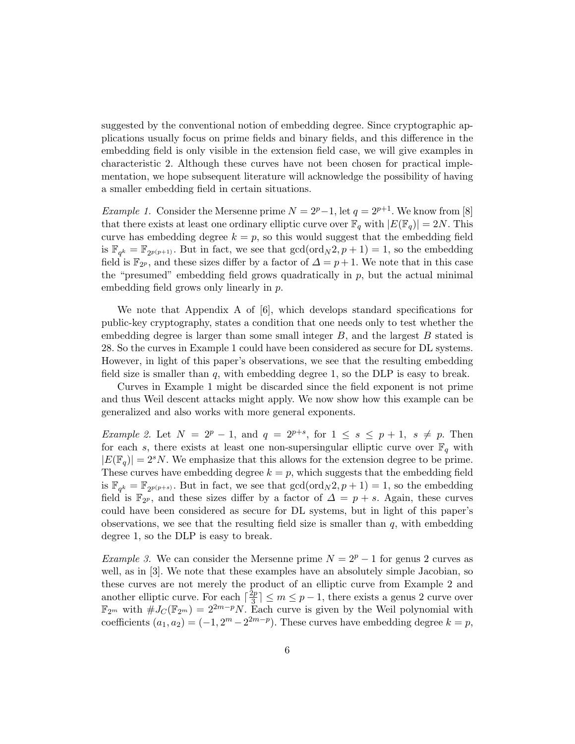suggested by the conventional notion of embedding degree. Since cryptographic applications usually focus on prime fields and binary fields, and this difference in the embedding field is only visible in the extension field case, we will give examples in characteristic 2. Although these curves have not been chosen for practical implementation, we hope subsequent literature will acknowledge the possibility of having a smaller embedding field in certain situations.

*Example 1.* Consider the Mersenne prime $N = 2^p - 1$, let $q = 2^{p+1}$. We know from [8] that there exists at least one ordinary elliptic curve over $\mathbb{F}_q$ with $|E(\mathbb{F}_q)| = 2N$. This curve has embedding degree $k = p$, so this would suggest that the embedding field is $\mathbb{F}_{q^k} = \mathbb{F}_{2^{p(p+1)}}$. But in fact, we see that $\gcd(\mathrm{ord}_N 2, p+1) = 1$, so the embedding field is $\mathbb{F}_{2^p}$, and these sizes differ by a factor of $\Delta = p+1$. We note that in this case the "presumed" embedding field grows quadratically in $p$, but the actual minimal embedding field grows only linearly in $p$.

We note that Appendix A of [6], which develops standard specifications for public-key cryptography, states a condition that one needs only to test whether the embedding degree is larger than some small integer $B$, and the largest $B$ stated is 28. So the curves in Example 1 could have been considered as secure for DL systems. However, in light of this paper's observations, we see that the resulting embedding field size is smaller than $q$, with embedding degree 1, so the DLP is easy to break.

Curves in Example 1 might be discarded since the field exponent is not prime and thus Weil descent attacks might apply. We now show how this example can be generalized and also works with more general exponents.

*Example 2.* Let $N = 2^p - 1$, and $q = 2^{p+s}$, for $1 \leq s \leq p+1$, $s \neq p$. Then for each $s$, there exists at least one non-supersingular elliptic curve over $\mathbb{F}_q$ with $|E(\mathbb{F}_q)| = 2^s N$. We emphasize that this allows for the extension degree to be prime. These curves have embedding degree $k = p$, which suggests that the embedding field is $\mathbb{F}_{q^k} = \mathbb{F}_{2^{p(p+s)}}$. But in fact, we see that $\gcd(\mathrm{ord}_N 2, p+1) = 1$, so the embedding field is $\mathbb{F}_{2^p}$, and these sizes differ by a factor of $\Delta = p+s$. Again, these curves could have been considered as secure for DL systems, but in light of this paper's observations, we see that the resulting field size is smaller than $q$, with embedding degree 1, so the DLP is easy to break.

*Example 3.* We can consider the Mersenne prime $N = 2^p - 1$ for genus 2 curves as well, as in [3]. We note that these examples have an absolutely simple Jacobian, so these curves are not merely the product of an elliptic curve from Example 2 and another elliptic curve. For each $\lceil \frac{2p}{3} \rceil \leq m \leq p-1$, there exists a genus 2 curve over $\mathbb{F}_{2^m}$ with $\#J_C(\mathbb{F}_{2^m}) = 2^{2m-p}N$. Each curve is given by the Weil polynomial with coefficients $(a_1, a_2) = (-1, 2^m - 2^{2m-p})$. These curves have embedding degree $k = p$,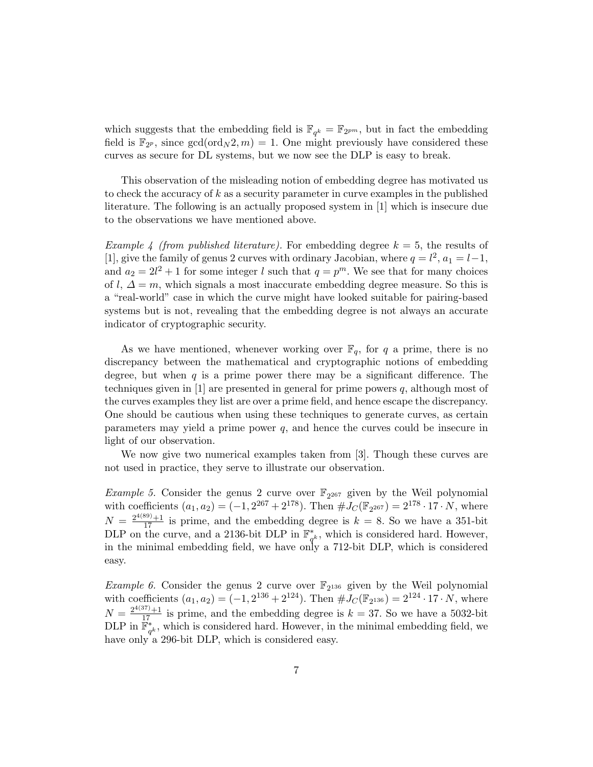which suggests that the embedding field is $\mathbb{F}_{q^k} = \mathbb{F}_{2^{pm}}$, but in fact the embedding field is $\mathbb{F}_{2^p}$, since $\gcd(\mathrm{ord}_N 2, m) = 1$. One might previously have considered these curves as secure for DL systems, but we now see the DLP is easy to break.

This observation of the misleading notion of embedding degree has motivated us to check the accuracy of $k$ as a security parameter in curve examples in the published literature. The following is an actually proposed system in [1] which is insecure due to the observations we have mentioned above.

*Example 4 (from published literature).* For embedding degree $k = 5$, the results of [1], give the family of genus 2 curves with ordinary Jacobian, where $q = l^2$, $a_1 = l-1$, and $a_2 = 2l^2 + 1$ for some integer $l$ such that $q = p^m$. We see that for many choices of $l$, $\Delta = m$, which signals a most inaccurate embedding degree measure. So this is a "real-world" case in which the curve might have looked suitable for pairing-based systems but is not, revealing that the embedding degree is not always an accurate indicator of cryptographic security.

As we have mentioned, whenever working over $\mathbb{F}_q$, for $q$ a prime, there is no discrepancy between the mathematical and cryptographic notions of embedding degree, but when $q$ is a prime power there may be a significant difference. The techniques given in [1] are presented in general for prime powers $q$, although most of the curves examples they list are over a prime field, and hence escape the discrepancy. One should be cautious when using these techniques to generate curves, as certain parameters may yield a prime power $q$, and hence the curves could be insecure in light of our observation.

We now give two numerical examples taken from [3]. Though these curves are not used in practice, they serve to illustrate our observation.

*Example 5.* Consider the genus 2 curve over $\mathbb{F}_{2^{267}}$ given by the Weil polynomial with coefficients $(a_1, a_2) = (-1, 2^{267} + 2^{178})$. Then $\#J_C(\mathbb{F}_{2^{267}}) = 2^{178} \cdot 17 \cdot N$, where $N = \frac{2^{4(89)}+1}{17}$ is prime, and the embedding degree is $k = 8$. So we have a 351-bit DLP on the curve, and a 2136-bit DLP in $\mathbb{F}^*_{q^k}$, which is considered hard. However, in the minimal embedding field, we have only a 712-bit DLP, which is considered easy.

*Example 6.* Consider the genus 2 curve over $\mathbb{F}_{2^{136}}$ given by the Weil polynomial with coefficients $(a_1, a_2) = (-1, 2^{136} + 2^{124})$. Then $\#J_C(\mathbb{F}_{2^{136}}) = 2^{124} \cdot 17 \cdot N$, where $N = \frac{2^{4(37)}+1}{17}$ is prime, and the embedding degree is $k = 37$. So we have a 5032-bit DLP in $\mathbb{F}^*_{q^k}$, which is considered hard. However, in the minimal embedding field, we have only a 296-bit DLP, which is considered easy.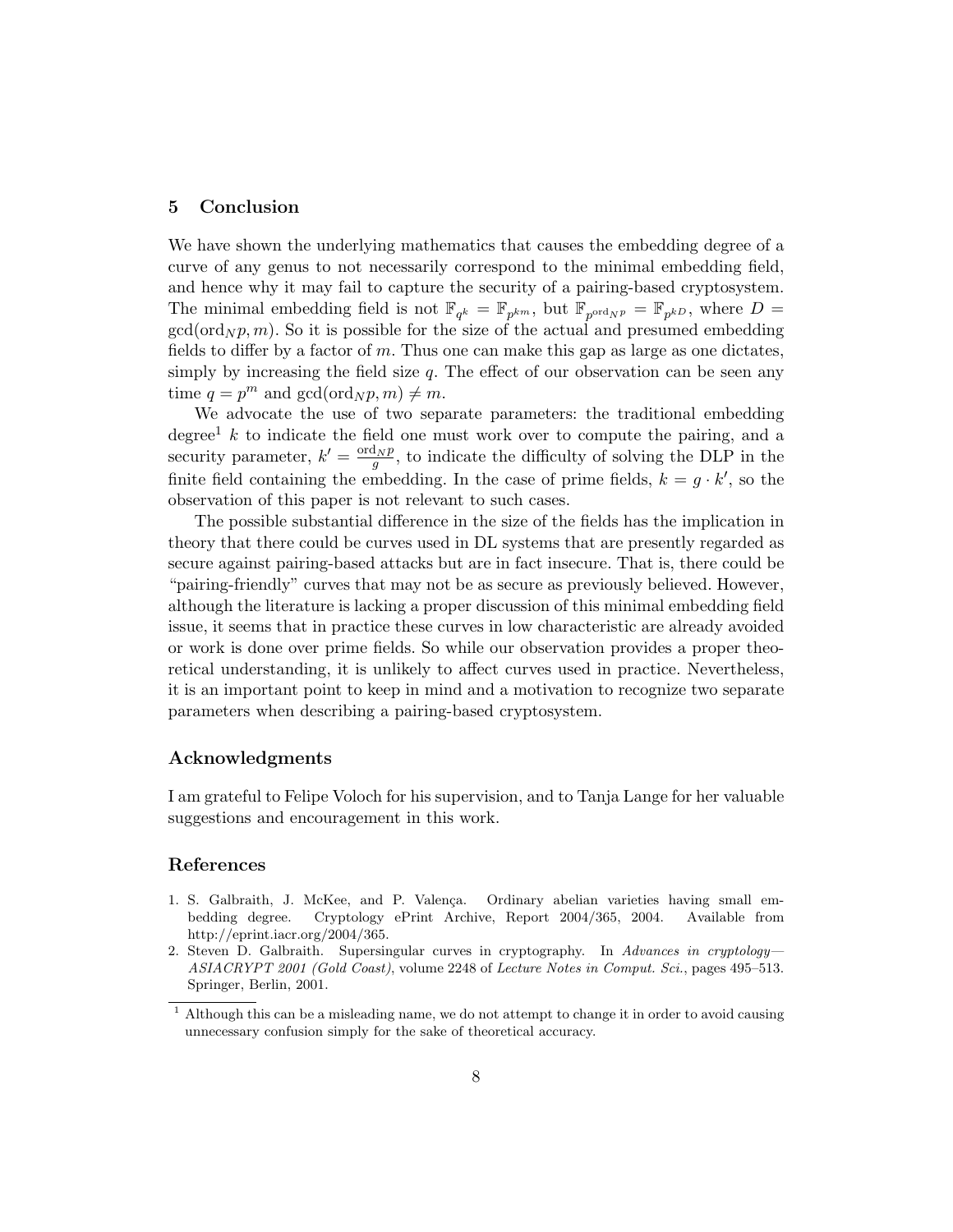## 5 Conclusion

We have shown the underlying mathematics that causes the embedding degree of a curve of any genus to not necessarily correspond to the minimal embedding field, and hence why it may fail to capture the security of a pairing-based cryptosystem. The minimal embedding field is not $\mathbb{F}_{q^k} = \mathbb{F}_{p^{km}}$, but $\mathbb{F}_{p^{\mathrm{ord}_N p}} = \mathbb{F}_{p^{kD}}$, where $D = \gcd(\mathrm{ord}_N p, m)$. So it is possible for the size of the actual and presumed embedding fields to differ by a factor of $m$. Thus one can make this gap as large as one dictates, simply by increasing the field size $q$. The effect of our observation can be seen any time $q = p^m$ and $\gcd(\mathrm{ord}_N p, m) \neq m$.

We advocate the use of two separate parameters: the traditional embedding degree[1] $k$ to indicate the field one must work over to compute the pairing, and a security parameter, $k' = \frac{\mathrm{ord}_N p}{g}$, to indicate the difficulty of solving the DLP in the finite field containing the embedding. In the case of prime fields, $k = g \cdot k'$, so the observation of this paper is not relevant to such cases.

The possible substantial difference in the size of the fields has the implication in theory that there could be curves used in DL systems that are presently regarded as secure against pairing-based attacks but are in fact insecure. That is, there could be "pairing-friendly" curves that may not be as secure as previously believed. However, although the literature is lacking a proper discussion of this minimal embedding field issue, it seems that in practice these curves in low characteristic are already avoided or work is done over prime fields. So while our observation provides a proper theoretical understanding, it is unlikely to affect curves used in practice. Nevertheless, it is an important point to keep in mind and a motivation to recognize two separate parameters when describing a pairing-based cryptosystem.

## Acknowledgments

I am grateful to Felipe Voloch for his supervision, and to Tanja Lange for her valuable suggestions and encouragement in this work.

## References

1. S. Galbraith, J. McKee, and P. Valença. Ordinary abelian varieties having small embedding degree. Cryptology ePrint Archive, Report 2004/365, 2004. Available from http://eprint.iacr.org/2004/365.
2. Steven D. Galbraith. Supersingular curves in cryptography. In *Advances in cryptology—ASIACRYPT 2001 (Gold Coast)*, volume 2248 of *Lecture Notes in Comput. Sci.*, pages 495–513. Springer, Berlin, 2001.

[1] Although this can be a misleading name, we do not attempt to change it in order to avoid causing unnecessary confusion simply for the sake of theoretical accuracy.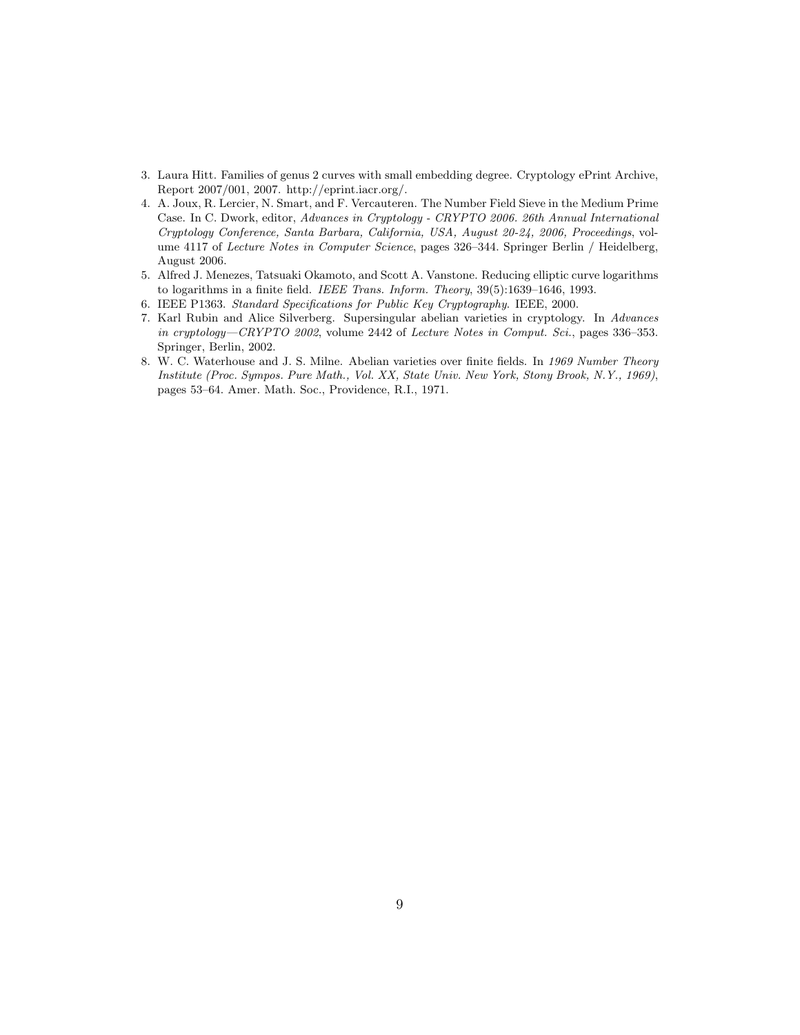3. Laura Hitt. Families of genus 2 curves with small embedding degree. Cryptology ePrint Archive, Report 2007/001, 2007. http://eprint.iacr.org/.
4. A. Joux, R. Lercier, N. Smart, and F. Vercauteren. The Number Field Sieve in the Medium Prime Case. In C. Dwork, editor, *Advances in Cryptology - CRYPTO 2006. 26th Annual International Cryptology Conference, Santa Barbara, California, USA, August 20-24, 2006, Proceedings*, volume 4117 of *Lecture Notes in Computer Science*, pages 326–344. Springer Berlin / Heidelberg, August 2006.
5. Alfred J. Menezes, Tatsuaki Okamoto, and Scott A. Vanstone. Reducing elliptic curve logarithms to logarithms in a finite field. *IEEE Trans. Inform. Theory*, 39(5):1639–1646, 1993.
6. IEEE P1363. *Standard Specifications for Public Key Cryptography*. IEEE, 2000.
7. Karl Rubin and Alice Silverberg. Supersingular abelian varieties in cryptology. In *Advances in cryptology—CRYPTO 2002*, volume 2442 of *Lecture Notes in Comput. Sci.*, pages 336–353. Springer, Berlin, 2002.
8. W. C. Waterhouse and J. S. Milne. Abelian varieties over finite fields. In *1969 Number Theory Institute (Proc. Sympos. Pure Math., Vol. XX, State Univ. New York, Stony Brook, N.Y., 1969)*, pages 53–64. Amer. Math. Soc., Providence, R.I., 1971.